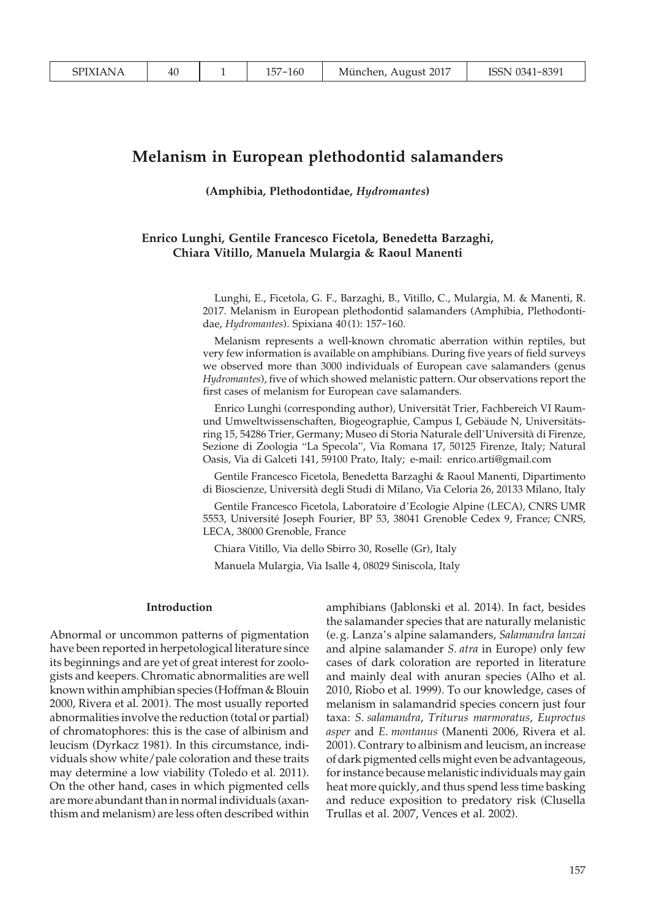# Melanism in European plethodontid salamanders

**(Amphibia, Plethodontidae, *Hydromantes*)**

**Enrico Lunghi, Gentile Francesco Ficetola, Benedetta Barzaghi, Chiara Vitillo, Manuela Mulargia & Raoul Manenti**

Lunghi, E., Ficetola, G. F., Barzaghi, B., Vitillo, C., Mulargia, M. & Manenti, R. 2017. Melanism in European plethodontid salamanders (Amphibia, Plethodontidae, *Hydromantes*). Spixiana 40(1): 157–160.

Melanism represents a well-known chromatic aberration within reptiles, but very few information is available on amphibians. During five years of field surveys we observed more than 3000 individuals of European cave salamanders (genus *Hydromantes*), five of which showed melanistic pattern. Our observations report the first cases of melanism for European cave salamanders.

Enrico Lunghi (corresponding author), Universität Trier, Fachbereich VI Raum- und Umweltwissenschaften, Biogeographie, Campus I, Gebäude N, Universitätsring 15, 54286 Trier, Germany; Museo di Storia Naturale dell'Università di Firenze, Sezione di Zoologia "La Specola", Via Romana 17, 50125 Firenze, Italy; Natural Oasis, Via di Galceti 141, 59100 Prato, Italy; e-mail: enrico.arti@gmail.com

Gentile Francesco Ficetola, Benedetta Barzaghi & Raoul Manenti, Dipartimento di Bioscienze, Università degli Studi di Milano, Via Celoria 26, 20133 Milano, Italy

Gentile Francesco Ficetola, Laboratoire d'Ecologie Alpine (LECA), CNRS UMR 5553, Université Joseph Fourier, BP 53, 38041 Grenoble Cedex 9, France; CNRS, LECA, 38000 Grenoble, France

Chiara Vitillo, Via dello Sbirro 30, Roselle (Gr), Italy

Manuela Mulargia, Via Isalle 4, 08029 Siniscola, Italy

## Introduction

Abnormal or uncommon patterns of pigmentation have been reported in herpetological literature since its beginnings and are yet of great interest for zoologists and keepers. Chromatic abnormalities are well known within amphibian species (Hoffman & Blouin 2000, Rivera et al. 2001). The most usually reported abnormalities involve the reduction (total or partial) of chromatophores: this is the case of albinism and leucism (Dyrkacz 1981). In this circumstance, individuals show white/pale coloration and these traits may determine a low viability (Toledo et al. 2011). On the other hand, cases in which pigmented cells are more abundant than in normal individuals (axanthism and melanism) are less often described within amphibians (Jablonski et al. 2014). In fact, besides the salamander species that are naturally melanistic (e.g. Lanza's alpine salamanders, *Salamandra lanzai* and alpine salamander *S. atra* in Europe) only few cases of dark coloration are reported in literature and mainly deal with anuran species (Alho et al. 2010, Riobo et al. 1999). To our knowledge, cases of melanism in salamandrid species concern just four taxa: *S. salamandra*, *Triturus marmoratus*, *Euproctus asper* and *E. montanus* (Manenti 2006, Rivera et al. 2001). Contrary to albinism and leucism, an increase of dark pigmented cells might even be advantageous, for instance because melanistic individuals may gain heat more quickly, and thus spend less time basking and reduce exposition to predatory risk (Clusella Trullas et al. 2007, Vences et al. 2002).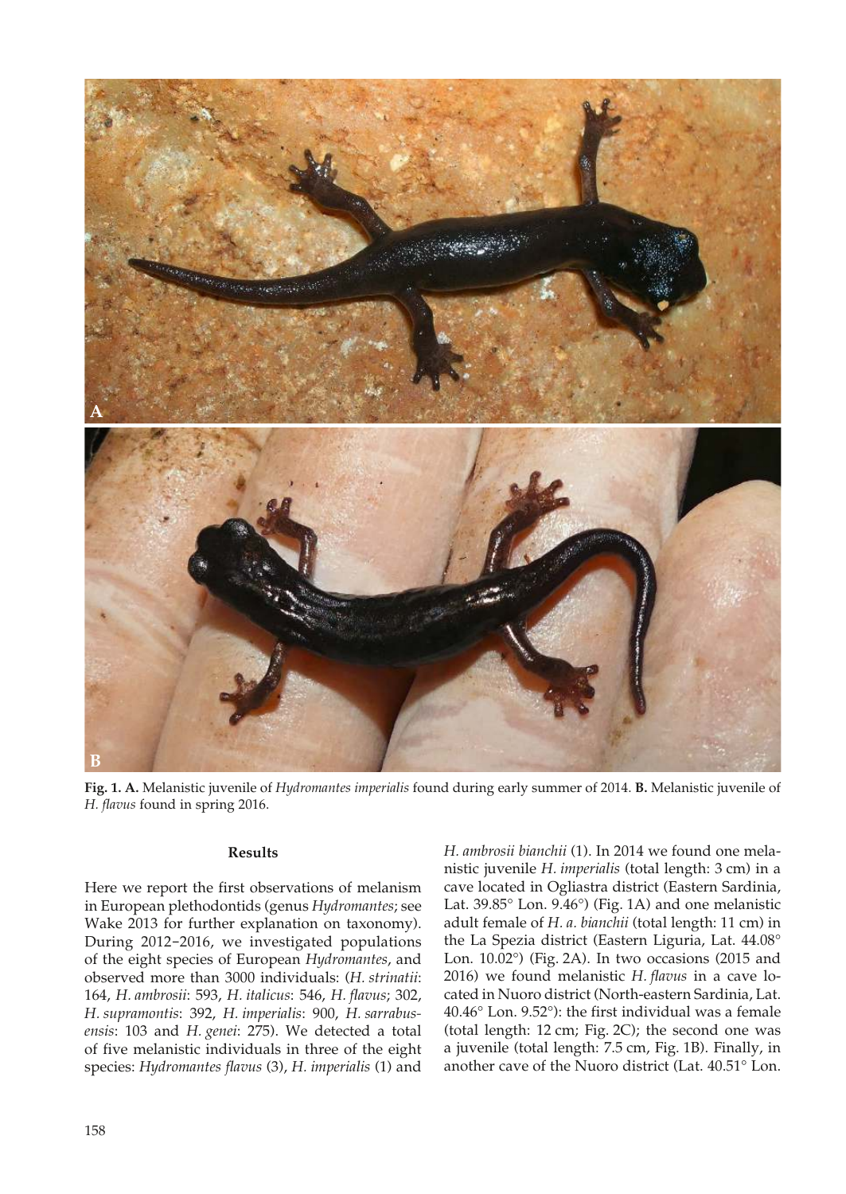**Fig. 1. A.** Melanistic juvenile of *Hydromantes imperialis* found during early summer of 2014. **B.** Melanistic juvenile of *H. flavus* found in spring 2016.

### Results

Here we report the first observations of melanism in European plethodontids (genus *Hydromantes*; see Wake 2013 for further explanation on taxonomy). During 2012−2016, we investigated populations of the eight species of European *Hydromantes*, and observed more than 3000 individuals: (*H. strinatii*: 164, *H. ambrosii*: 593, *H. italicus*: 546, *H. flavus*; 302, *H. supramontis*: 392, *H. imperialis*: 900, *H. sarrabusensis*: 103 and *H. genei*: 275). We detected a total of five melanistic individuals in three of the eight species: *Hydromantes flavus* (3), *H. imperialis* (1) and *H. ambrosii bianchii* (1). In 2014 we found one melanistic juvenile *H. imperialis* (total length: 3 cm) in a cave located in Ogliastra district (Eastern Sardinia, Lat. 39.85° Lon. 9.46°) (Fig. 1A) and one melanistic adult female of *H. a. bianchii* (total length: 11 cm) in the La Spezia district (Eastern Liguria, Lat. 44.08° Lon. 10.02°) (Fig. 2A). In two occasions (2015 and 2016) we found melanistic *H. flavus* in a cave located in Nuoro district (North-eastern Sardinia, Lat. 40.46° Lon. 9.52°): the first individual was a female (total length: 12 cm; Fig. 2C); the second one was a juvenile (total length: 7.5 cm, Fig. 1B). Finally, in another cave of the Nuoro district (Lat. 40.51° Lon.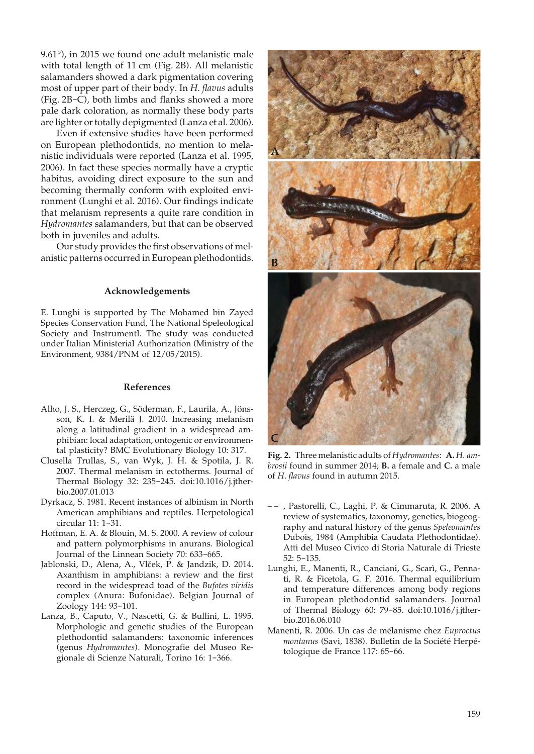9.61°), in 2015 we found one adult melanistic male with total length of 11 cm (Fig. 2B). All melanistic salamanders showed a dark pigmentation covering most of upper part of their body. In *H. flavus* adults (Fig. 2B–C), both limbs and flanks showed a more pale dark coloration, as normally these body parts are lighter or totally depigmented (Lanza et al. 2006).

Even if extensive studies have been performed on European plethodontids, no mention to melanistic individuals were reported (Lanza et al. 1995, 2006). In fact these species normally have a cryptic habitus, avoiding direct exposure to the sun and becoming thermally conform with exploited environment (Lunghi et al. 2016). Our findings indicate that melanism represents a quite rare condition in *Hydromantes* salamanders, but that can be observed both in juveniles and adults.

Our study provides the first observations of melanistic patterns occurred in European plethodontids.

**Fig. 2.** Three melanistic adults of *Hydromantes*: **A.** *H. ambrosii* found in summer 2014; **B.** a female and **C.** a male of *H. flavus* found in autumn 2015.

### Acknowledgements

E. Lunghi is supported by The Mohamed bin Zayed Species Conservation Fund, The National Speleological Society and Instrumentl. The study was conducted under Italian Ministerial Authorization (Ministry of the Environment, 9384/PNM of 12/05/2015).

### References

- Alho, J. S., Herczeg, G., Söderman, F., Laurila, A., Jönsson, K. I. & Merilä J. 2010. Increasing melanism along a latitudinal gradient in a widespread amphibian: local adaptation, ontogenic or environmental plasticity? BMC Evolutionary Biology 10: 317.
- Clusella Trullas, S., van Wyk, J. H. & Spotila, J. R. 2007. Thermal melanism in ectotherms. Journal of Thermal Biology 32: 235–245. doi:10.1016/j.jtherbio.2007.01.013
- Dyrkacz, S. 1981. Recent instances of albinism in North American amphibians and reptiles. Herpetological circular 11: 1–31.
- Hoffman, E. A. & Blouin, M. S. 2000. A review of colour and pattern polymorphisms in anurans. Biological Journal of the Linnean Society 70: 633–665.
- Jablonski, D., Alena, A., Vlček, P. & Jandzik, D. 2014. Axanthism in amphibians: a review and the first record in the widespread toad of the *Bufotes viridis* complex (Anura: Bufonidae). Belgian Journal of Zoology 144: 93–101.
- Lanza, B., Caputo, V., Nascetti, G. & Bullini, L. 1995. Morphologic and genetic studies of the European plethodontid salamanders: taxonomic inferences (genus *Hydromantes*). Monografie del Museo Regionale di Scienze Naturali, Torino 16: 1–366.
- – – , Pastorelli, C., Laghi, P. & Cimmaruta, R. 2006. A review of systematics, taxonomy, genetics, biogeography and natural history of the genus *Speleomantes* Dubois, 1984 (Amphibia Caudata Plethodontidae). Atti del Museo Civico di Storia Naturale di Trieste 52: 5–135.
- Lunghi, E., Manenti, R., Canciani, G., Scarì, G., Pennati, R. & Ficetola, G. F. 2016. Thermal equilibrium and temperature differences among body regions in European plethodontid salamanders. Journal of Thermal Biology 60: 79–85. doi:10.1016/j.jtherbio.2016.06.010
- Manenti, R. 2006. Un cas de mélanisme chez *Euproctus montanus* (Savi, 1838). Bulletin de la Société Herpétologique de France 117: 65–66.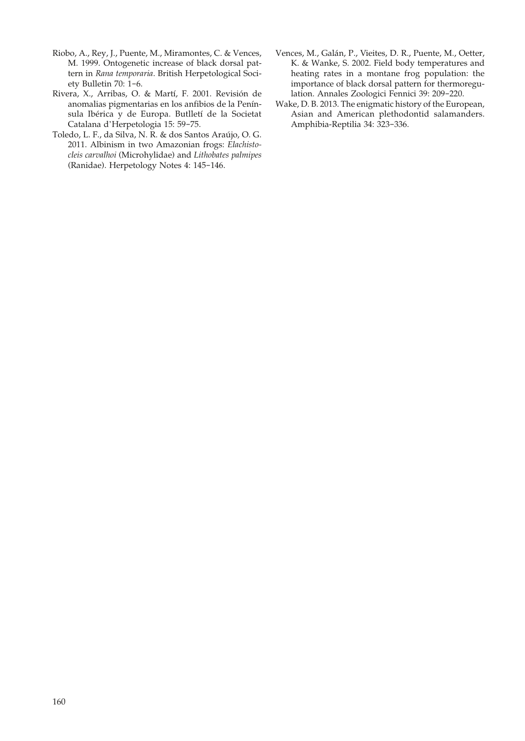Riobo, A., Rey, J., Puente, M., Miramontes, C. & Vences, M. 1999. Ontogenetic increase of black dorsal pattern in *Rana temporaria*. British Herpetological Society Bulletin 70: 1–6.

Rivera, X., Arribas, O. & Martí, F. 2001. Revisión de anomalias pigmentarias en los anfibios de la Península Ibérica y de Europa. Butlletí de la Societat Catalana d'Herpetologia 15: 59–75.

Toledo, L. F., da Silva, N. R. & dos Santos Araújo, O. G. 2011. Albinism in two Amazonian frogs: *Elachistocleis carvalhoi* (Microhylidae) and *Lithobates palmipes* (Ranidae). Herpetology Notes 4: 145–146.

Vences, M., Galán, P., Vieites, D. R., Puente, M., Oetter, K. & Wanke, S. 2002. Field body temperatures and heating rates in a montane frog population: the importance of black dorsal pattern for thermoregulation. Annales Zoologici Fennici 39: 209–220.

Wake, D. B. 2013. The enigmatic history of the European, Asian and American plethodontid salamanders. Amphibia-Reptilia 34: 323–336.